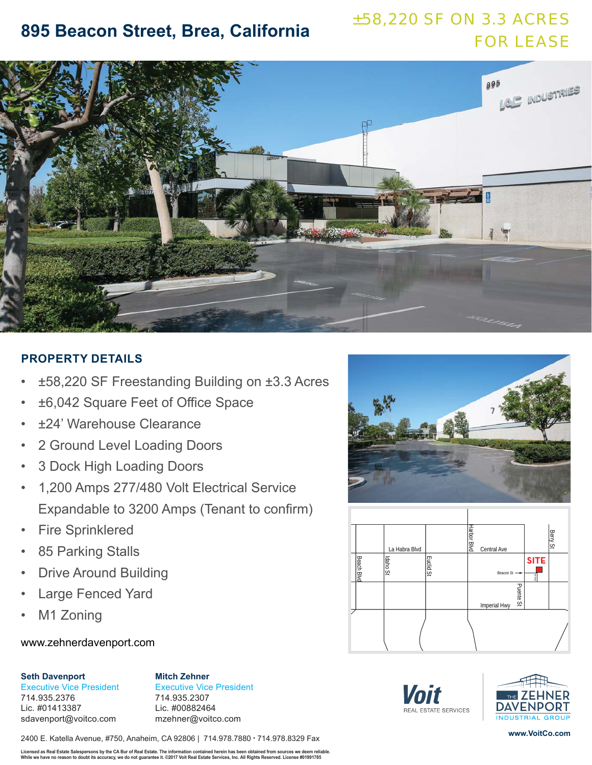# 895 Beacon Street, Brea, California

## ±58,220 SF ON 3.3 ACRES FOR LEASE

## PROPERTY DETAILS

- ±58,220 SF Freestanding Building on ±3.3 Acres
- ±6,042 Square Feet of Office Space
- ±24' Warehouse Clearance
- 2 Ground Level Loading Doors
- 3 Dock High Loading Doors
- 1,200 Amps 277/480 Volt Electrical Service Expandable to 3200 Amps (Tenant to confirm)
- Fire Sprinklered
- 85 Parking Stalls
- Drive Around Building
- Large Fenced Yard
- M1 Zoning

www.zehnerdavenport.com

**Seth Davenport**
Executive Vice President
714.935.2376
Lic. #01413387
sdavenport@voitco.com

**Mitch Zehner**
Executive Vice President
714.935.2307
Lic. #00882464
mzehner@voitco.com

Voit REAL ESTATE SERVICES

THE ZEHNER DAVENPORT INDUSTRIAL GROUP

www.VoitCo.com

2400 E. Katella Avenue, #750, Anaheim, CA 92806 | 714.978.7880 • 714.978.8329 Fax

Licensed as Real Estate Salespersons by the CA Bur of Real Estate. The information contained herein has been obtained from sources we deem reliable. While we have no reason to doubt its accuracy, we do not guarantee it. ©2017 Voit Real Estate Services, Inc. All Rights Reserved. License #01991785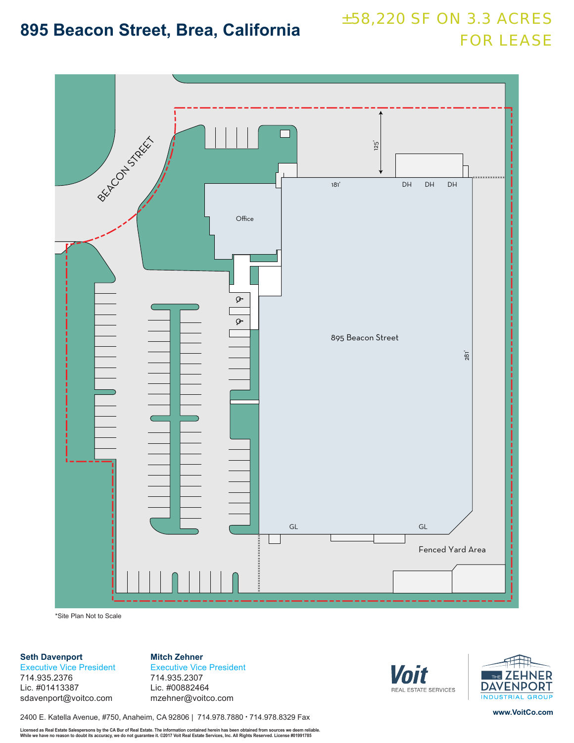# 895 Beacon Street, Brea, California

±58,220 SF ON 3.3 ACRES
FOR LEASE

BEACON STREET

125'

181'

DH DH DH

Office

895 Beacon Street

281'

GL GL

Fenced Yard Area

*Site Plan Not to Scale

**Seth Davenport**
Executive Vice President
714.935.2376
Lic. #01413387
sdavenport@voitco.com

**Mitch Zehner**
Executive Vice President
714.935.2307
Lic. #00882464
mzehner@voitco.com

Voit REAL ESTATE SERVICES

THE ZEHNER DAVENPORT INDUSTRIAL GROUP

www.VoitCo.com

2400 E. Katella Avenue, #750, Anaheim, CA 92806 | 714.978.7880 • 714.978.8329 Fax

Licensed as Real Estate Salespersons by the CA Bur of Real Estate. The information contained herein has been obtained from sources we deem reliable. While we have no reason to doubt its accuracy, we do not guarantee it. ©2017 Voit Real Estate Services, Inc. All Rights Reserved. License #01991785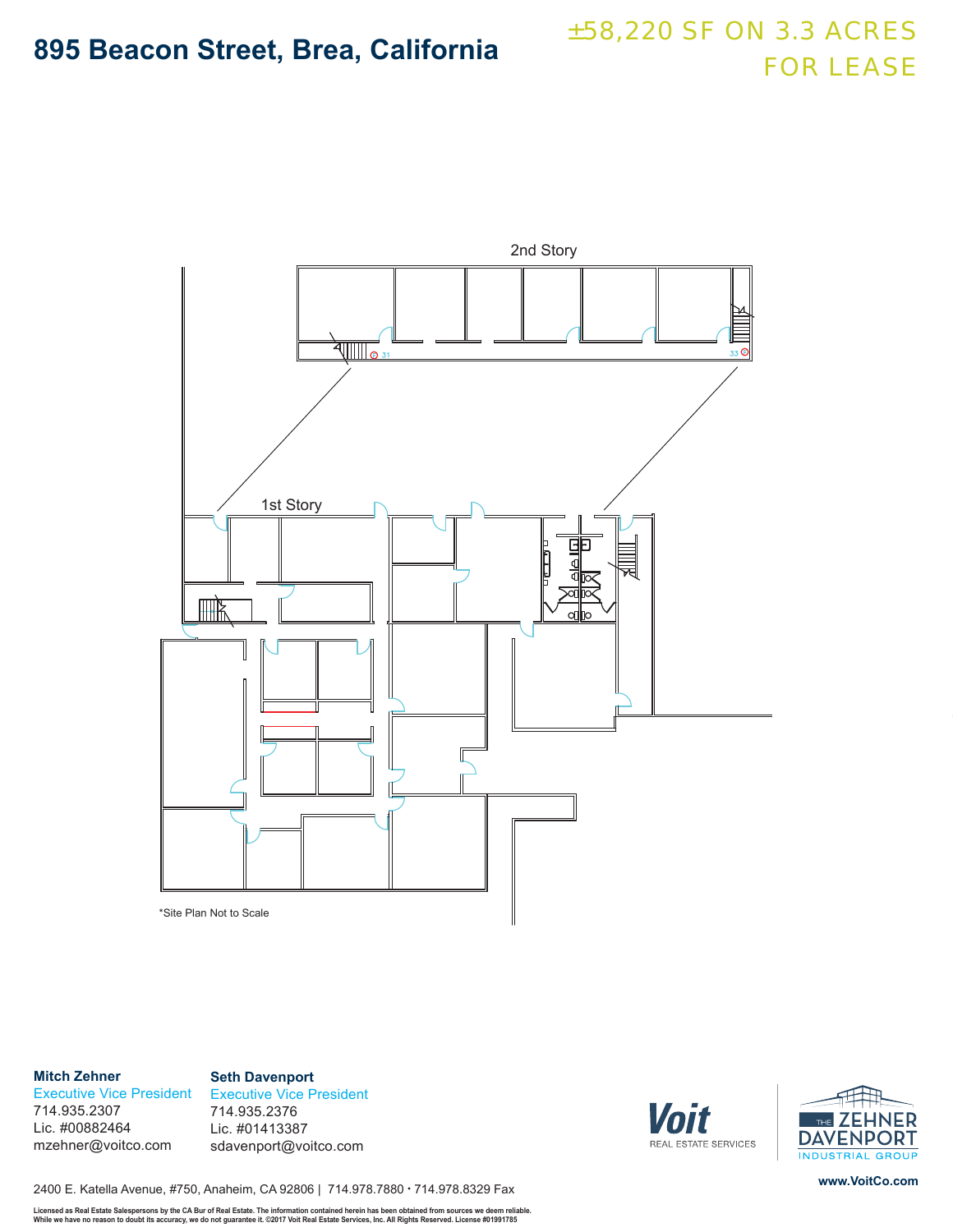# 895 Beacon Street, Brea, California

±58,220 SF ON 3.3 ACRES
FOR LEASE

2nd Story

1st Story

*Site Plan Not to Scale

**Mitch Zehner**
Executive Vice President
714.935.2307
Lic. #00882464
mzehner@voitco.com

**Seth Davenport**
Executive Vice President
714.935.2376
Lic. #01413387
sdavenport@voitco.com

Voit
REAL ESTATE SERVICES

THE ZEHNER DAVENPORT
INDUSTRIAL GROUP

2400 E. Katella Avenue, #750, Anaheim, CA 92806 | 714.978.7880 • 714.978.8329 Fax

**www.VoitCo.com**

Licensed as Real Estate Salespersons by the CA Bur of Real Estate. The information contained herein has been obtained from sources we deem reliable. While we have no reason to doubt its accuracy, we do not guarantee it. ©2017 Voit Real Estate Services, Inc. All Rights Reserved. License #01991785